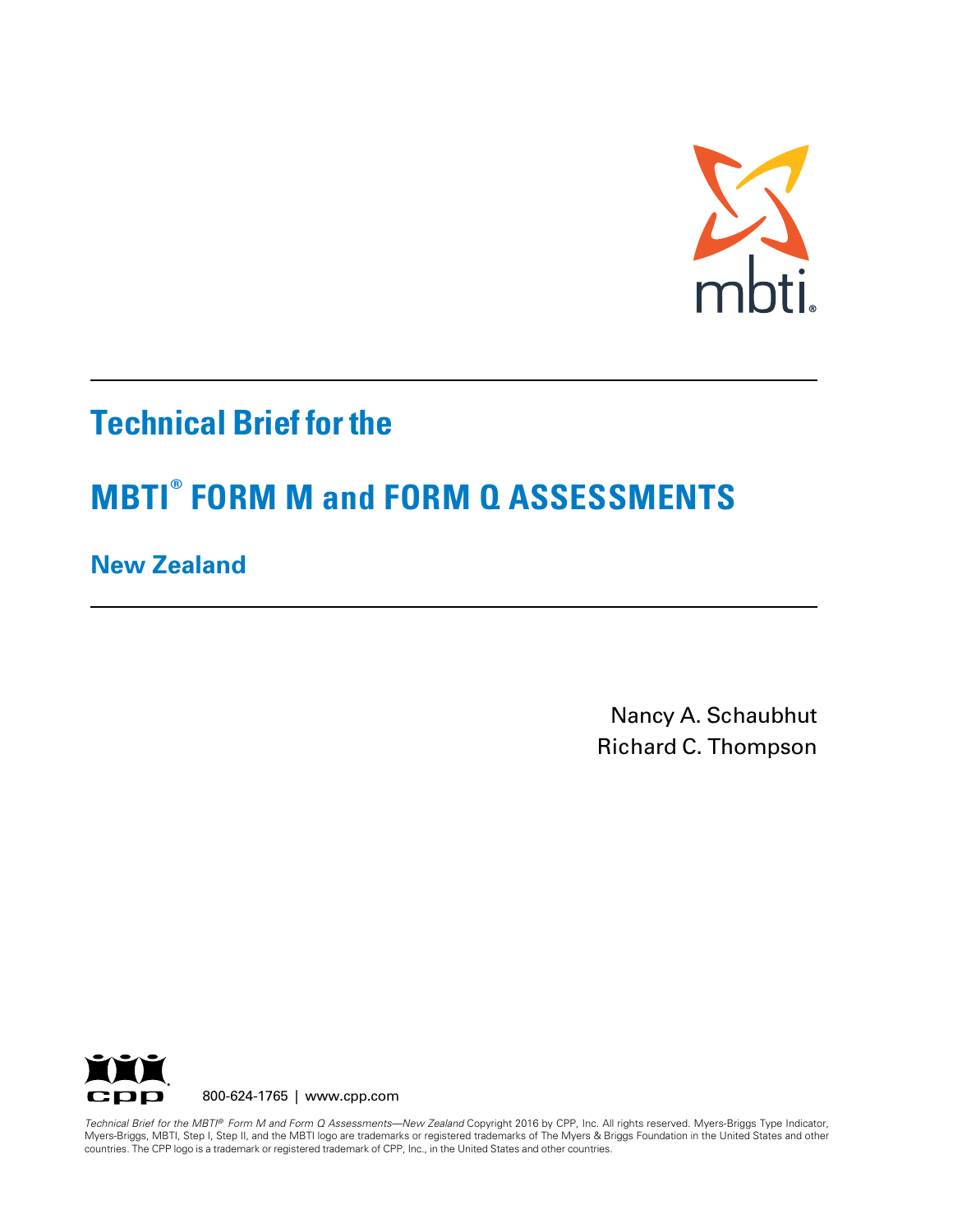# Technical Brief for the

# MBTI® FORM M and FORM Q ASSESSMENTS

## New Zealand

Nancy A. Schaubhut
Richard C. Thompson

800-624-1765 | www.cpp.com

*Technical Brief for the MBTI® Form M and Form Q Assessments—New Zealand* Copyright 2016 by CPP, Inc. All rights reserved. Myers-Briggs Type Indicator, Myers-Briggs, MBTI, Step I, Step II, and the MBTI logo are trademarks or registered trademarks of The Myers & Briggs Foundation in the United States and other countries. The CPP logo is a trademark or registered trademark of CPP, Inc., in the United States and other countries.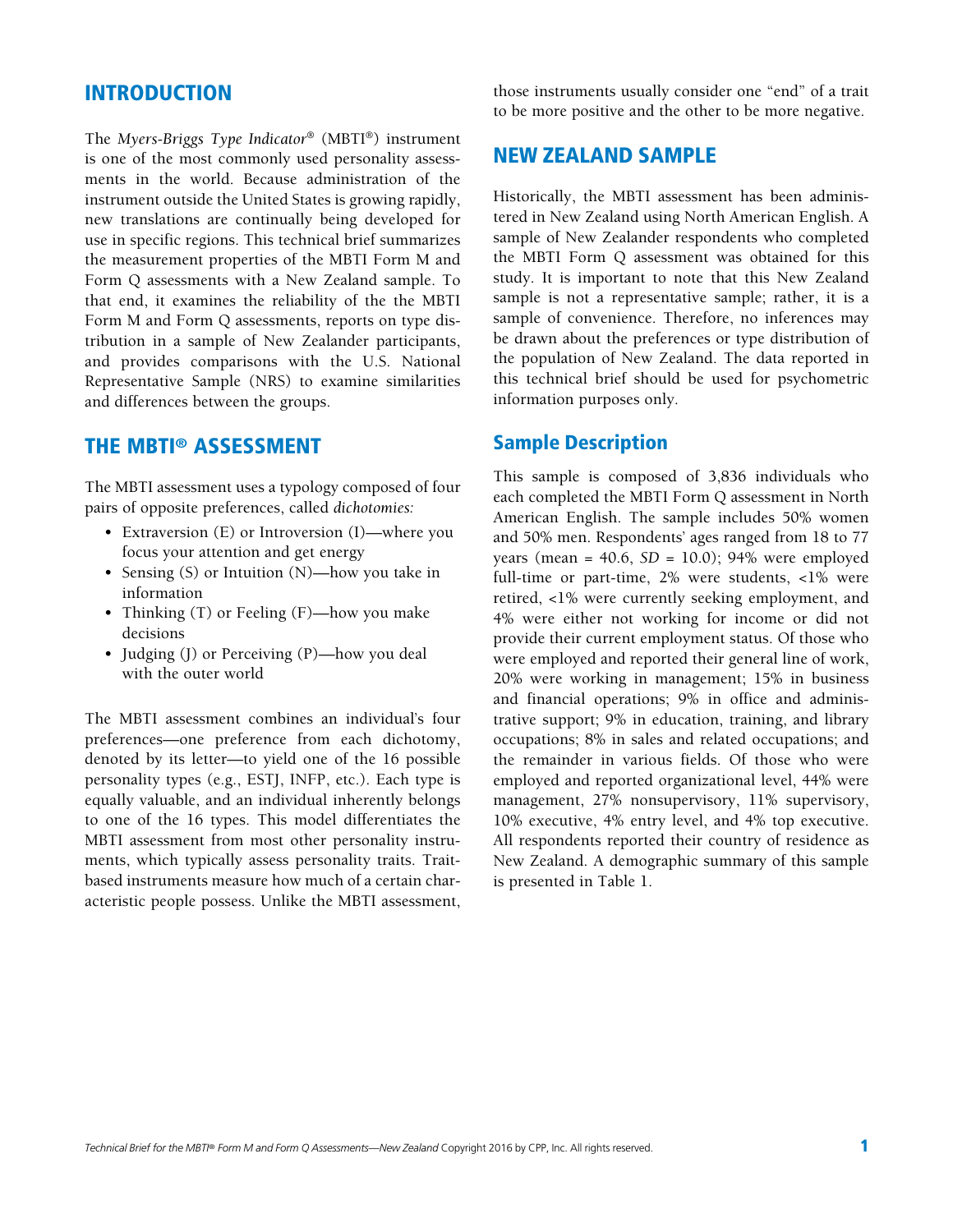## INTRODUCTION

The *Myers-Briggs Type Indicator*® (MBTI®) instrument is one of the most commonly used personality assessments in the world. Because administration of the instrument outside the United States is growing rapidly, new translations are continually being developed for use in specific regions. This technical brief summarizes the measurement properties of the MBTI Form M and Form Q assessments with a New Zealand sample. To that end, it examines the reliability of the the MBTI Form M and Form Q assessments, reports on type distribution in a sample of New Zealander participants, and provides comparisons with the U.S. National Representative Sample (NRS) to examine similarities and differences between the groups.

## THE MBTI® ASSESSMENT

The MBTI assessment uses a typology composed of four pairs of opposite preferences, called *dichotomies:*

- Extraversion (E) or Introversion (I)—where you focus your attention and get energy
- Sensing (S) or Intuition (N)—how you take in information
- Thinking (T) or Feeling (F)—how you make decisions
- Judging (J) or Perceiving (P)—how you deal with the outer world

The MBTI assessment combines an individual's four preferences—one preference from each dichotomy, denoted by its letter—to yield one of the 16 possible personality types (e.g., ESTJ, INFP, etc.). Each type is equally valuable, and an individual inherently belongs to one of the 16 types. This model differentiates the MBTI assessment from most other personality instruments, which typically assess personality traits. Trait-based instruments measure how much of a certain characteristic people possess. Unlike the MBTI assessment, those instruments usually consider one "end" of a trait to be more positive and the other to be more negative.

## NEW ZEALAND SAMPLE

Historically, the MBTI assessment has been administered in New Zealand using North American English. A sample of New Zealander respondents who completed the MBTI Form Q assessment was obtained for this study. It is important to note that this New Zealand sample is not a representative sample; rather, it is a sample of convenience. Therefore, no inferences may be drawn about the preferences or type distribution of the population of New Zealand. The data reported in this technical brief should be used for psychometric information purposes only.

### Sample Description

This sample is composed of 3,836 individuals who each completed the MBTI Form Q assessment in North American English. The sample includes 50% women and 50% men. Respondents' ages ranged from 18 to 77 years (mean = 40.6, *SD* = 10.0); 94% were employed full-time or part-time, 2% were students, <1% were retired, <1% were currently seeking employment, and 4% were either not working for income or did not provide their current employment status. Of those who were employed and reported their general line of work, 20% were working in management; 15% in business and financial operations; 9% in office and administrative support; 9% in education, training, and library occupations; 8% in sales and related occupations; and the remainder in various fields. Of those who were employed and reported organizational level, 44% were management, 27% nonsupervisory, 11% supervisory, 10% executive, 4% entry level, and 4% top executive. All respondents reported their country of residence as New Zealand. A demographic summary of this sample is presented in Table 1.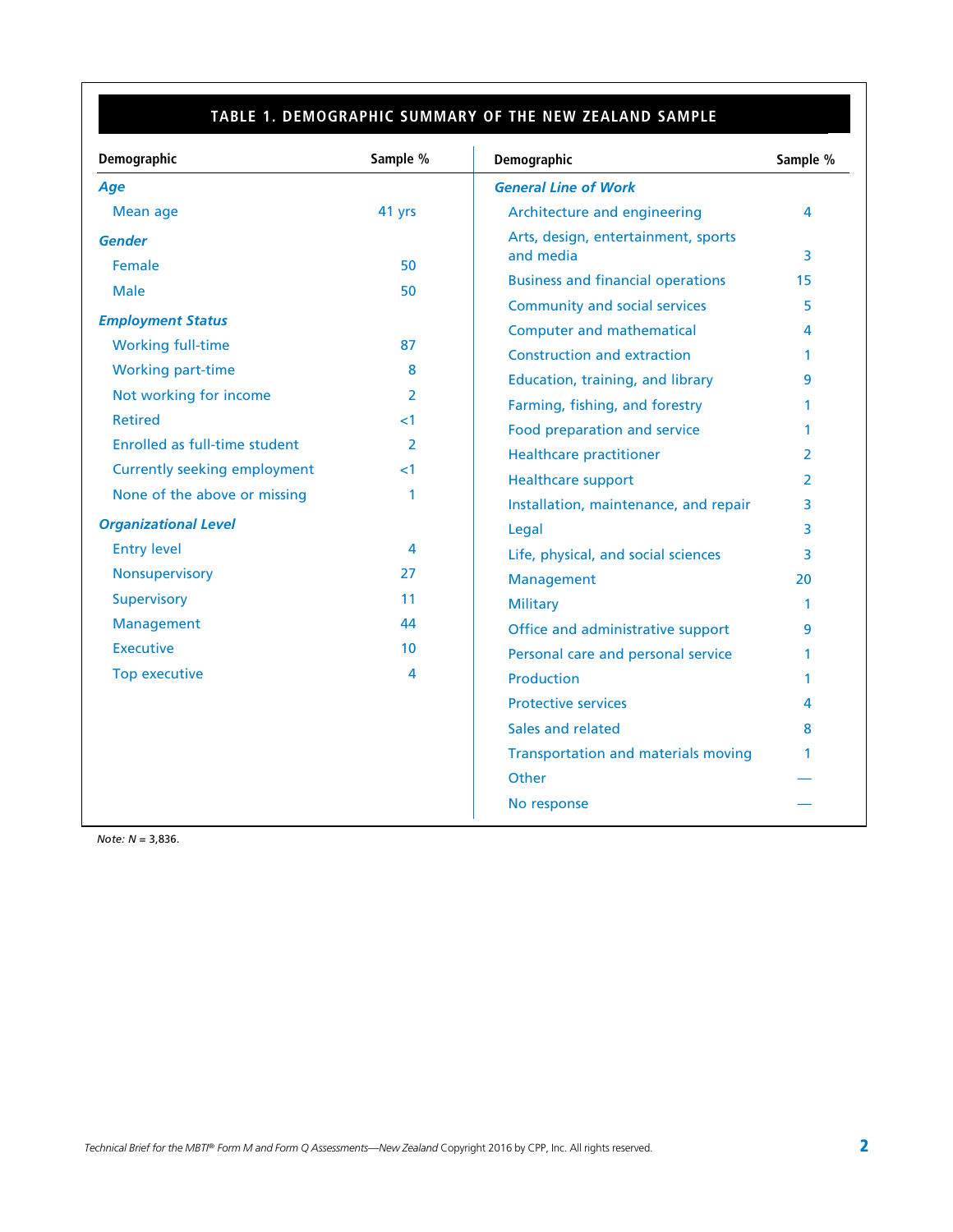## TABLE 1. DEMOGRAPHIC SUMMARY OF THE NEW ZEALAND SAMPLE

| Demographic | Sample % |
|---|---|
| ***Age*** | |
| Mean age | 41 yrs |
| ***Gender*** | |
| Female | 50 |
| Male | 50 |
| ***Employment Status*** | |
| Working full-time | 87 |
| Working part-time | 8 |
| Not working for income | 2 |
| Retired | <1 |
| Enrolled as full-time student | 2 |
| Currently seeking employment | <1 |
| None of the above or missing | 1 |
| ***Organizational Level*** | |
| Entry level | 4 |
| Nonsupervisory | 27 |
| Supervisory | 11 |
| Management | 44 |
| Executive | 10 |
| Top executive | 4 |

| Demographic | Sample % |
|---|---|
| ***General Line of Work*** | |
| Architecture and engineering | 4 |
| Arts, design, entertainment, sports and media | 3 |
| Business and financial operations | 15 |
| Community and social services | 5 |
| Computer and mathematical | 4 |
| Construction and extraction | 1 |
| Education, training, and library | 9 |
| Farming, fishing, and forestry | 1 |
| Food preparation and service | 1 |
| Healthcare practitioner | 2 |
| Healthcare support | 2 |
| Installation, maintenance, and repair | 3 |
| Legal | 3 |
| Life, physical, and social sciences | 3 |
| Management | 20 |
| Military | 1 |
| Office and administrative support | 9 |
| Personal care and personal service | 1 |
| Production | 1 |
| Protective services | 4 |
| Sales and related | 8 |
| Transportation and materials moving | 1 |
| Other | — |
| No response | — |

*Note: N* = 3,836.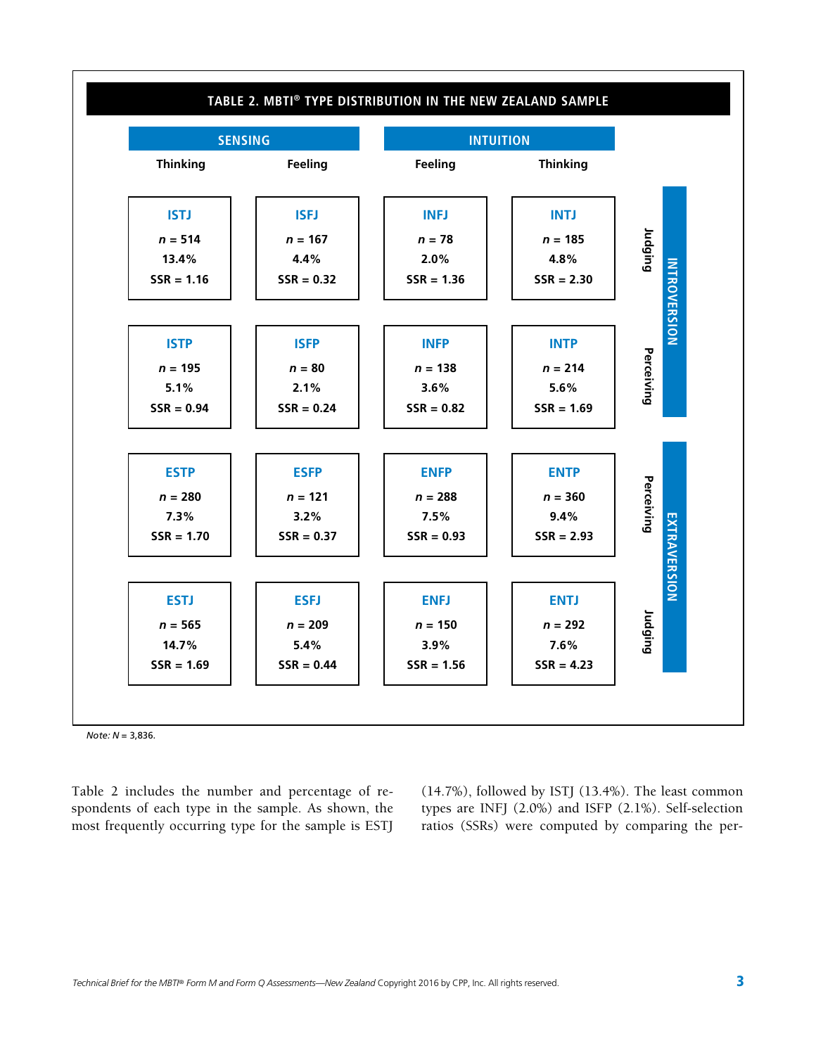**TABLE 2. MBTI® TYPE DISTRIBUTION IN THE NEW ZEALAND SAMPLE**

| | | SENSING | | INTUITION | | |
|---|---|---|---|---|---|---|
| | | Thinking | Feeling | Feeling | Thinking | |
| INTROVERSION | Judging | ISTJ<br>*n* = 514<br>13.4%<br>SSR = 1.16 | ISFJ<br>*n* = 167<br>4.4%<br>SSR = 0.32 | INFJ<br>*n* = 78<br>2.0%<br>SSR = 1.36 | INTJ<br>*n* = 185<br>4.8%<br>SSR = 2.30 | Judging |
| INTROVERSION | Perceiving | ISTP<br>*n* = 195<br>5.1%<br>SSR = 0.94 | ISFP<br>*n* = 80<br>2.1%<br>SSR = 0.24 | INFP<br>*n* = 138<br>3.6%<br>SSR = 0.82 | INTP<br>*n* = 214<br>5.6%<br>SSR = 1.69 | Perceiving |
| EXTRAVERSION | Perceiving | ESTP<br>*n* = 280<br>7.3%<br>SSR = 1.70 | ESFP<br>*n* = 121<br>3.2%<br>SSR = 0.37 | ENFP<br>*n* = 288<br>7.5%<br>SSR = 0.93 | ENTP<br>*n* = 360<br>9.4%<br>SSR = 2.93 | Perceiving |
| EXTRAVERSION | Judging | ESTJ<br>*n* = 565<br>14.7%<br>SSR = 1.69 | ESFJ<br>*n* = 209<br>5.4%<br>SSR = 0.44 | ENFJ<br>*n* = 150<br>3.9%<br>SSR = 1.56 | ENTJ<br>*n* = 292<br>7.6%<br>SSR = 4.23 | Judging |

*Note: N* = 3,836.

Table 2 includes the number and percentage of respondents of each type in the sample. As shown, the most frequently occurring type for the sample is ESTJ (14.7%), followed by ISTJ (13.4%). The least common types are INFJ (2.0%) and ISFP (2.1%). Self-selection ratios (SSRs) were computed by comparing the per-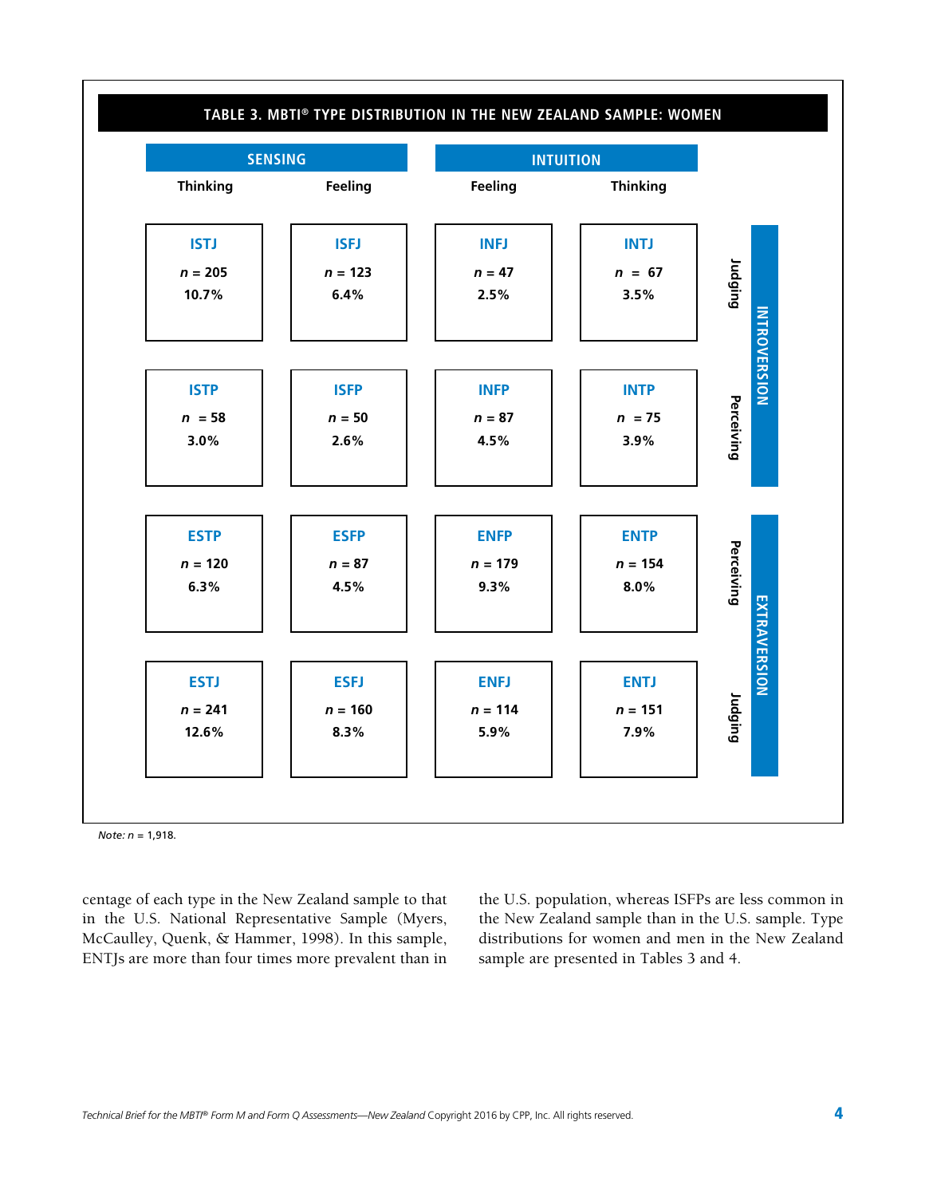**TABLE 3. MBTI® TYPE DISTRIBUTION IN THE NEW ZEALAND SAMPLE: WOMEN**

| | | SENSING | | INTUITION | | | |
|---|---|---|---|---|---|---|---|
| | | Thinking | Feeling | Feeling | Thinking | | |
| INTROVERSION | Judging | ISTJ<br>$n$ = 205<br>10.7% | ISFJ<br>$n$ = 123<br>6.4% | INFJ<br>$n$ = 47<br>2.5% | INTJ<br>$n$ = 67<br>3.5% | | |
| INTROVERSION | Perceiving | ISTP<br>$n$ = 58<br>3.0% | ISFP<br>$n$ = 50<br>2.6% | INFP<br>$n$ = 87<br>4.5% | INTP<br>$n$ = 75<br>3.9% | | |
| EXTRAVERSION | Perceiving | ESTP<br>$n$ = 120<br>6.3% | ESFP<br>$n$ = 87<br>4.5% | ENFP<br>$n$ = 179<br>9.3% | ENTP<br>$n$ = 154<br>8.0% | | |
| EXTRAVERSION | Judging | ESTJ<br>$n$ = 241<br>12.6% | ESFJ<br>$n$ = 160<br>8.3% | ENFJ<br>$n$ = 114<br>5.9% | ENTJ<br>$n$ = 151<br>7.9% | | |

*Note:* $n$ = 1,918.

centage of each type in the New Zealand sample to that in the U.S. National Representative Sample (Myers, McCaulley, Quenk, & Hammer, 1998). In this sample, ENTJs are more than four times more prevalent than in the U.S. population, whereas ISFPs are less common in the New Zealand sample than in the U.S. sample. Type distributions for women and men in the New Zealand sample are presented in Tables 3 and 4.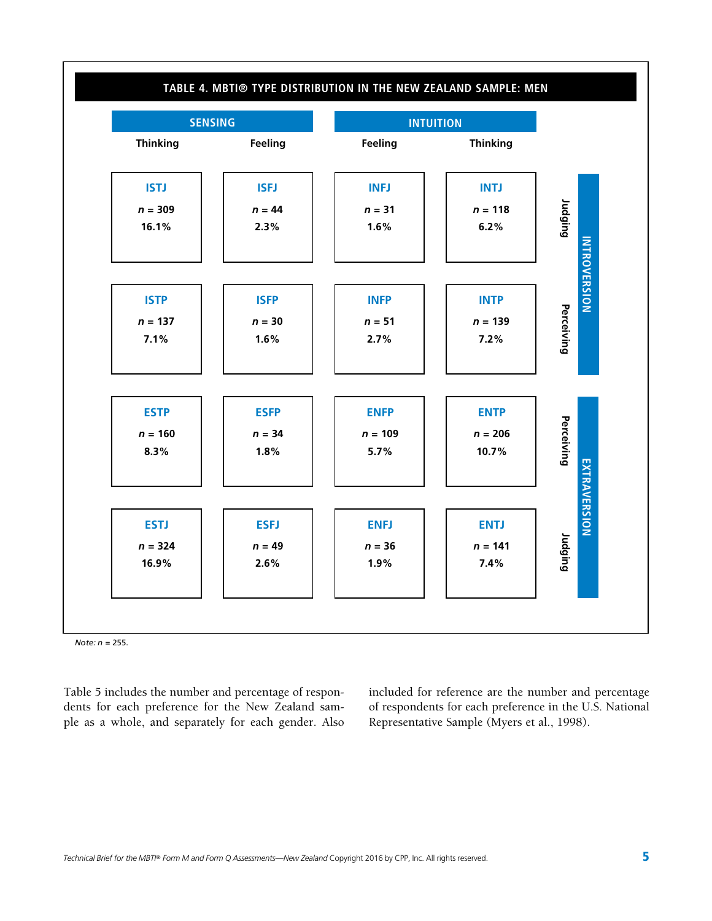**TABLE 4. MBTI® TYPE DISTRIBUTION IN THE NEW ZEALAND SAMPLE: MEN**

| | | SENSING | | INTUITION | | |
|---|---|---|---|---|---|---|
| | | Thinking | Feeling | Feeling | Thinking | |
| INTROVERSION | Judging | **ISTJ** *n* = 309 16.1% | **ISFJ** *n* = 44 2.3% | **INFJ** *n* = 31 1.6% | **INTJ** *n* = 118 6.2% | |
| INTROVERSION | Perceiving | **ISTP** *n* = 137 7.1% | **ISFP** *n* = 30 1.6% | **INFP** *n* = 51 2.7% | **INTP** *n* = 139 7.2% | |
| EXTRAVERSION | Perceiving | **ESTP** *n* = 160 8.3% | **ESFP** *n* = 34 1.8% | **ENFP** *n* = 109 5.7% | **ENTP** *n* = 206 10.7% | |
| EXTRAVERSION | Judging | **ESTJ** *n* = 324 16.9% | **ESFJ** *n* = 49 2.6% | **ENFJ** *n* = 36 1.9% | **ENTJ** *n* = 141 7.4% | |

*Note: n* = 255.

Table 5 includes the number and percentage of respondents for each preference for the New Zealand sample as a whole, and separately for each gender. Also included for reference are the number and percentage of respondents for each preference in the U.S. National Representative Sample (Myers et al., 1998).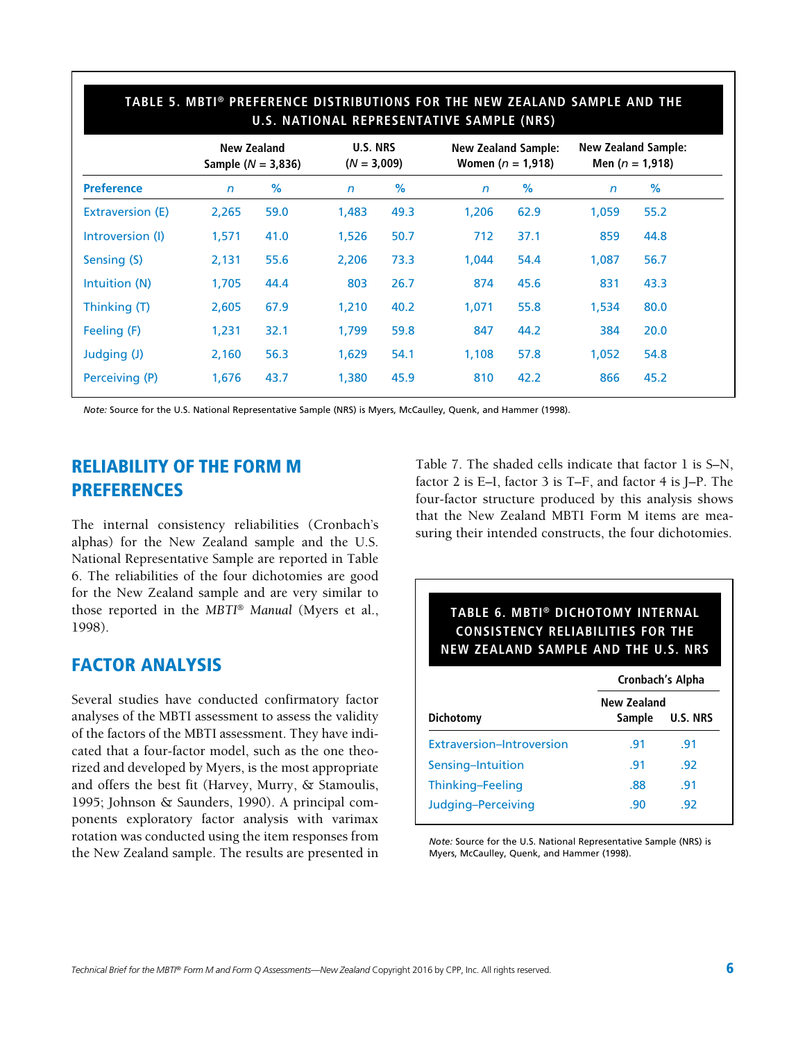**TABLE 5. MBTI® PREFERENCE DISTRIBUTIONS FOR THE NEW ZEALAND SAMPLE AND THE U.S. NATIONAL REPRESENTATIVE SAMPLE (NRS)**

| | New Zealand Sample (*N* = 3,836) | | U.S. NRS (*N* = 3,009) | | New Zealand Sample: Women (*n* = 1,918) | | New Zealand Sample: Men (*n* = 1,918) | |
|---|---|---|---|---|---|---|---|---|
| **Preference** | *n* | % | *n* | % | *n* | % | *n* | % |
| Extraversion (E) | 2,265 | 59.0 | 1,483 | 49.3 | 1,206 | 62.9 | 1,059 | 55.2 |
| Introversion (I) | 1,571 | 41.0 | 1,526 | 50.7 | 712 | 37.1 | 859 | 44.8 |
| Sensing (S) | 2,131 | 55.6 | 2,206 | 73.3 | 1,044 | 54.4 | 1,087 | 56.7 |
| Intuition (N) | 1,705 | 44.4 | 803 | 26.7 | 874 | 45.6 | 831 | 43.3 |
| Thinking (T) | 2,605 | 67.9 | 1,210 | 40.2 | 1,071 | 55.8 | 1,534 | 80.0 |
| Feeling (F) | 1,231 | 32.1 | 1,799 | 59.8 | 847 | 44.2 | 384 | 20.0 |
| Judging (J) | 2,160 | 56.3 | 1,629 | 54.1 | 1,108 | 57.8 | 1,052 | 54.8 |
| Perceiving (P) | 1,676 | 43.7 | 1,380 | 45.9 | 810 | 42.2 | 866 | 45.2 |

*Note:* Source for the U.S. National Representative Sample (NRS) is Myers, McCaulley, Quenk, and Hammer (1998).

## RELIABILITY OF THE FORM M PREFERENCES

The internal consistency reliabilities (Cronbach's alphas) for the New Zealand sample and the U.S. National Representative Sample are reported in Table 6. The reliabilities of the four dichotomies are good for the New Zealand sample and are very similar to those reported in the *MBTI® Manual* (Myers et al., 1998).

## FACTOR ANALYSIS

Several studies have conducted confirmatory factor analyses of the MBTI assessment to assess the validity of the factors of the MBTI assessment. They have indicated that a four-factor model, such as the one theorized and developed by Myers, is the most appropriate and offers the best fit (Harvey, Murry, & Stamoulis, 1995; Johnson & Saunders, 1990). A principal components exploratory factor analysis with varimax rotation was conducted using the item responses from the New Zealand sample. The results are presented in Table 7. The shaded cells indicate that factor 1 is S–N, factor 2 is E–I, factor 3 is T–F, and factor 4 is J–P. The four-factor structure produced by this analysis shows that the New Zealand MBTI Form M items are measuring their intended constructs, the four dichotomies.

**TABLE 6. MBTI® DICHOTOMY INTERNAL CONSISTENCY RELIABILITIES FOR THE NEW ZEALAND SAMPLE AND THE U.S. NRS**

| | Cronbach's Alpha | |
|---|---|---|
| **Dichotomy** | **New Zealand Sample** | **U.S. NRS** |
| Extraversion–Introversion | .91 | .91 |
| Sensing–Intuition | .91 | .92 |
| Thinking–Feeling | .88 | .91 |
| Judging–Perceiving | .90 | .92 |

*Note:* Source for the U.S. National Representative Sample (NRS) is Myers, McCaulley, Quenk, and Hammer (1998).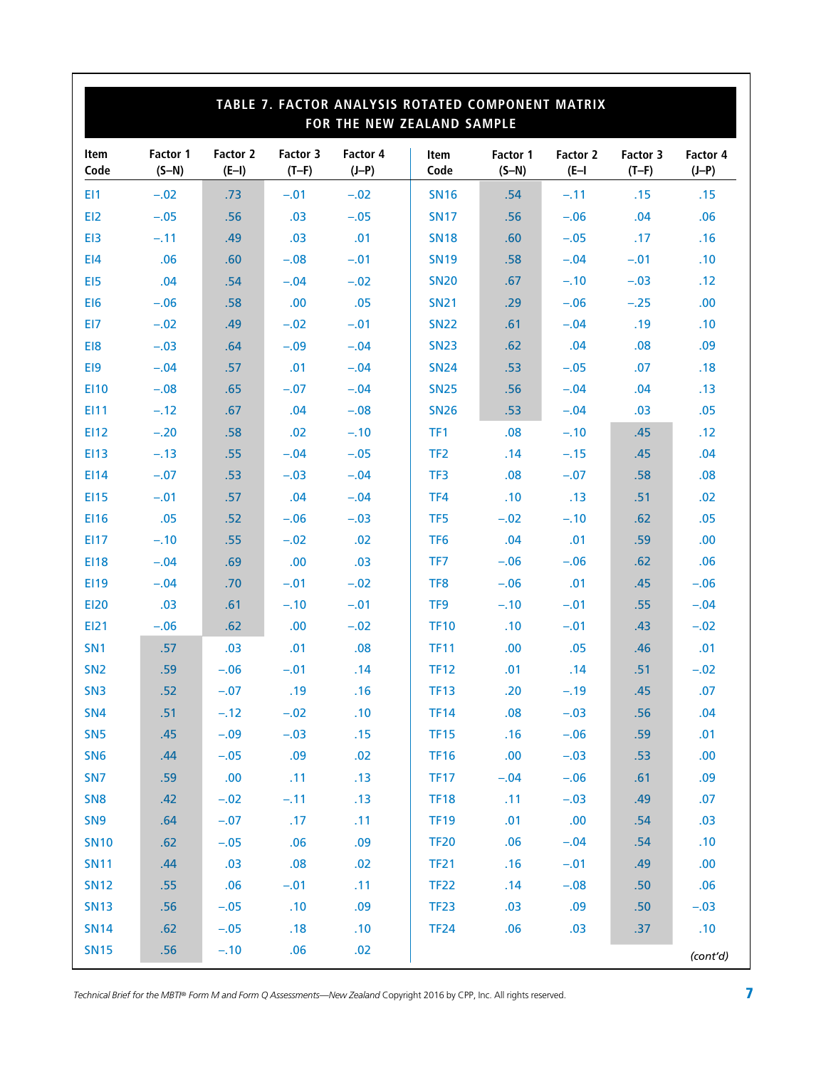## TABLE 7. FACTOR ANALYSIS ROTATED COMPONENT MATRIX FOR THE NEW ZEALAND SAMPLE

| Item Code | Factor 1 (S–N) | Factor 2 (E–I) | Factor 3 (T–F) | Factor 4 (J–P) | Item Code | Factor 1 (S–N) | Factor 2 (E–I) | Factor 3 (T–F) | Factor 4 (J–P) |
|---|---|---|---|---|---|---|---|---|---|
| EI1 | –.02 | .73 | –.01 | –.02 | SN16 | .54 | –.11 | .15 | .15 |
| EI2 | –.05 | .56 | .03 | –.05 | SN17 | .56 | –.06 | .04 | .06 |
| EI3 | –.11 | .49 | .03 | .01 | SN18 | .60 | –.05 | .17 | .16 |
| EI4 | .06 | .60 | –.08 | –.01 | SN19 | .58 | –.04 | –.01 | .10 |
| EI5 | .04 | .54 | –.04 | –.02 | SN20 | .67 | –.10 | –.03 | .12 |
| EI6 | –.06 | .58 | .00 | .05 | SN21 | .29 | –.06 | –.25 | .00 |
| EI7 | –.02 | .49 | –.02 | –.01 | SN22 | .61 | –.04 | .19 | .10 |
| EI8 | –.03 | .64 | –.09 | –.04 | SN23 | .62 | .04 | .08 | .09 |
| EI9 | –.04 | .57 | .01 | –.04 | SN24 | .53 | –.05 | .07 | .18 |
| EI10 | –.08 | .65 | –.07 | –.04 | SN25 | .56 | –.04 | .04 | .13 |
| EI11 | –.12 | .67 | .04 | –.08 | SN26 | .53 | –.04 | .03 | .05 |
| EI12 | –.20 | .58 | .02 | –.10 | TF1 | .08 | –.10 | .45 | .12 |
| EI13 | –.13 | .55 | –.04 | –.05 | TF2 | .14 | –.15 | .45 | .04 |
| EI14 | –.07 | .53 | –.03 | –.04 | TF3 | .08 | –.07 | .58 | .08 |
| EI15 | –.01 | .57 | .04 | –.04 | TF4 | .10 | .13 | .51 | .02 |
| EI16 | .05 | .52 | –.06 | –.03 | TF5 | –.02 | –.10 | .62 | .05 |
| EI17 | –.10 | .55 | –.02 | .02 | TF6 | .04 | .01 | .59 | .00 |
| EI18 | –.04 | .69 | .00 | .03 | TF7 | –.06 | –.06 | .62 | .06 |
| EI19 | –.04 | .70 | –.01 | –.02 | TF8 | –.06 | .01 | .45 | –.06 |
| EI20 | .03 | .61 | –.10 | –.01 | TF9 | –.10 | –.01 | .55 | –.04 |
| EI21 | –.06 | .62 | .00 | –.02 | TF10 | .10 | –.01 | .43 | –.02 |
| SN1 | .57 | .03 | .01 | .08 | TF11 | .00 | .05 | .46 | .01 |
| SN2 | .59 | –.06 | –.01 | .14 | TF12 | .01 | .14 | .51 | –.02 |
| SN3 | .52 | –.07 | .19 | .16 | TF13 | .20 | –.19 | .45 | .07 |
| SN4 | .51 | –.12 | –.02 | .10 | TF14 | .08 | –.03 | .56 | .04 |
| SN5 | .45 | –.09 | –.03 | .15 | TF15 | .16 | –.06 | .59 | .01 |
| SN6 | .44 | –.05 | .09 | .02 | TF16 | .00 | –.03 | .53 | .00 |
| SN7 | .59 | .00 | .11 | .13 | TF17 | –.04 | –.06 | .61 | .09 |
| SN8 | .42 | –.02 | –.11 | .13 | TF18 | .11 | –.03 | .49 | .07 |
| SN9 | .64 | –.07 | .17 | .11 | TF19 | .01 | .00 | .54 | .03 |
| SN10 | .62 | –.05 | .06 | .09 | TF20 | .06 | –.04 | .54 | .10 |
| SN11 | .44 | .03 | .08 | .02 | TF21 | .16 | –.01 | .49 | .00 |
| SN12 | .55 | .06 | –.01 | .11 | TF22 | .14 | –.08 | .50 | .06 |
| SN13 | .56 | –.05 | .10 | .09 | TF23 | .03 | .09 | .50 | –.03 |
| SN14 | .62 | –.05 | .18 | .10 | TF24 | .06 | .03 | .37 | .10 |
| SN15 | .56 | –.10 | .06 | .02 | | | | | |

*(cont'd)*

*Technical Brief for the MBTI® Form M and Form Q Assessments—New Zealand* Copyright 2016 by CPP, Inc. All rights reserved.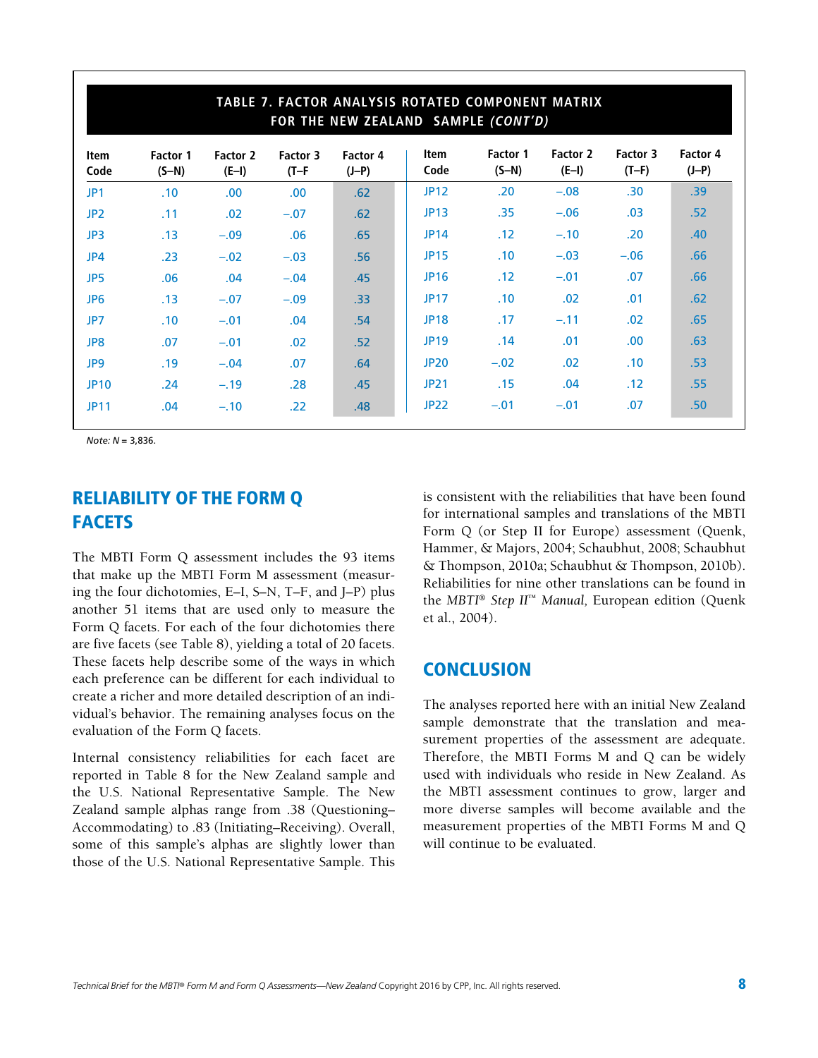**TABLE 7. FACTOR ANALYSIS ROTATED COMPONENT MATRIX FOR THE NEW ZEALAND SAMPLE *(CONT'D)***

| Item Code | Factor 1 (S–N) | Factor 2 (E–I) | Factor 3 (T–F | Factor 4 (J–P) | Item Code | Factor 1 (S–N) | Factor 2 (E–I) | Factor 3 (T–F) | Factor 4 (J–P) |
|---|---|---|---|---|---|---|---|---|---|
| JP1 | .10 | .00 | .00 | .62 | JP12 | .20 | –.08 | .30 | .39 |
| JP2 | .11 | .02 | –.07 | .62 | JP13 | .35 | –.06 | .03 | .52 |
| JP3 | .13 | –.09 | .06 | .65 | JP14 | .12 | –.10 | .20 | .40 |
| JP4 | .23 | –.02 | –.03 | .56 | JP15 | .10 | –.03 | –.06 | .66 |
| JP5 | .06 | .04 | –.04 | .45 | JP16 | .12 | –.01 | .07 | .66 |
| JP6 | .13 | –.07 | –.09 | .33 | JP17 | .10 | .02 | .01 | .62 |
| JP7 | .10 | –.01 | .04 | .54 | JP18 | .17 | –.11 | .02 | .65 |
| JP8 | .07 | –.01 | .02 | .52 | JP19 | .14 | .01 | .00 | .63 |
| JP9 | .19 | –.04 | .07 | .64 | JP20 | –.02 | .02 | .10 | .53 |
| JP10 | .24 | –.19 | .28 | .45 | JP21 | .15 | .04 | .12 | .55 |
| JP11 | .04 | –.10 | .22 | .48 | JP22 | –.01 | –.01 | .07 | .50 |

*Note: N* = 3,836.

## RELIABILITY OF THE FORM Q FACETS

The MBTI Form Q assessment includes the 93 items that make up the MBTI Form M assessment (measuring the four dichotomies, E–I, S–N, T–F, and J–P) plus another 51 items that are used only to measure the Form Q facets. For each of the four dichotomies there are five facets (see Table 8), yielding a total of 20 facets. These facets help describe some of the ways in which each preference can be different for each individual to create a richer and more detailed description of an individual's behavior. The remaining analyses focus on the evaluation of the Form Q facets.

Internal consistency reliabilities for each facet are reported in Table 8 for the New Zealand sample and the U.S. National Representative Sample. The New Zealand sample alphas range from .38 (Questioning–Accommodating) to .83 (Initiating–Receiving). Overall, some of this sample's alphas are slightly lower than those of the U.S. National Representative Sample. This is consistent with the reliabilities that have been found for international samples and translations of the MBTI Form Q (or Step II for Europe) assessment (Quenk, Hammer, & Majors, 2004; Schaubhut, 2008; Schaubhut & Thompson, 2010a; Schaubhut & Thompson, 2010b). Reliabilities for nine other translations can be found in the *MBTI® Step II™ Manual,* European edition (Quenk et al., 2004).

## CONCLUSION

The analyses reported here with an initial New Zealand sample demonstrate that the translation and measurement properties of the assessment are adequate. Therefore, the MBTI Forms M and Q can be widely used with individuals who reside in New Zealand. As the MBTI assessment continues to grow, larger and more diverse samples will become available and the measurement properties of the MBTI Forms M and Q will continue to be evaluated.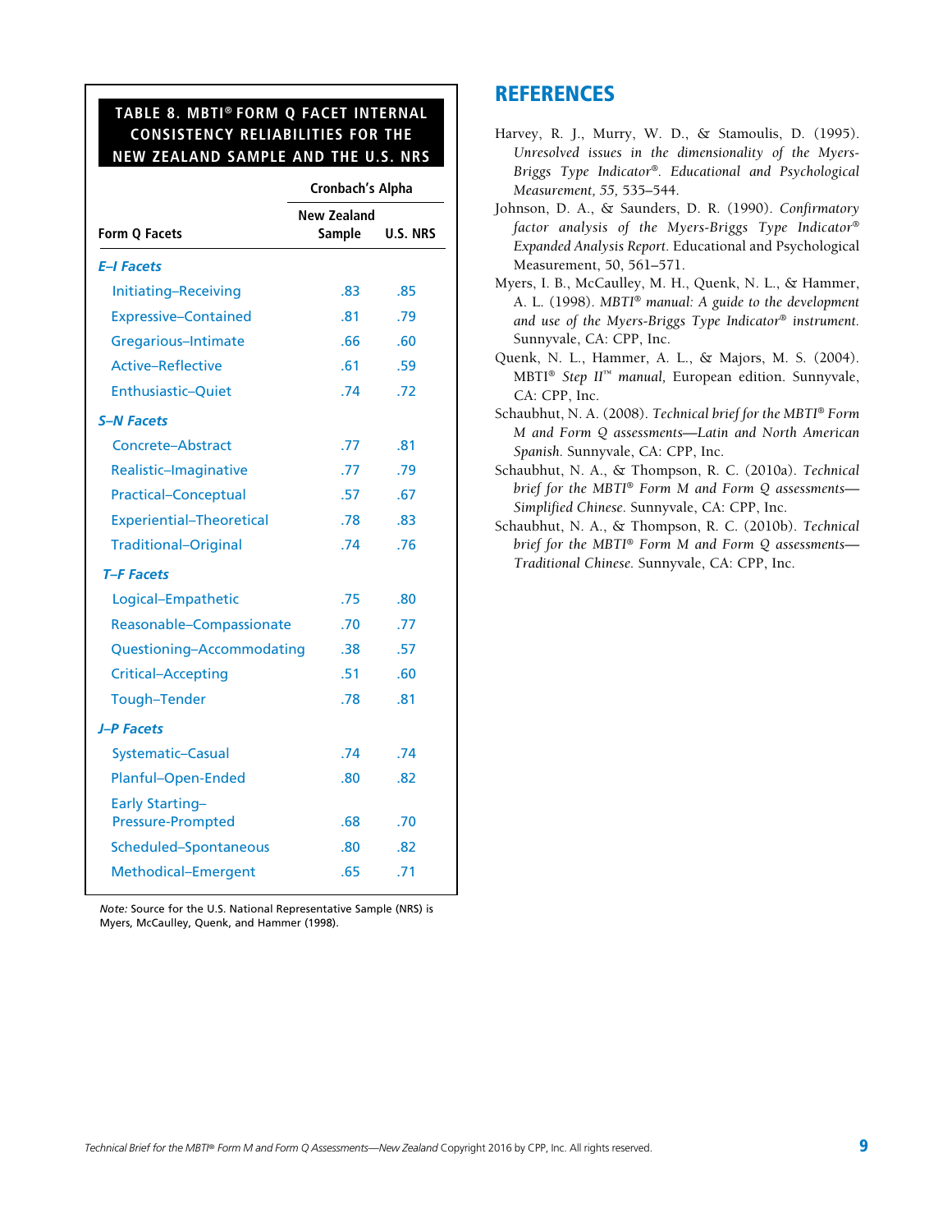**TABLE 8. MBTI® FORM Q FACET INTERNAL CONSISTENCY RELIABILITIES FOR THE NEW ZEALAND SAMPLE AND THE U.S. NRS**

| | Cronbach's Alpha | |
|---|---|---|
| Form Q Facets | New Zealand Sample | U.S. NRS |
| ***E–I Facets*** | | |
| Initiating–Receiving | .83 | .85 |
| Expressive–Contained | .81 | .79 |
| Gregarious–Intimate | .66 | .60 |
| Active–Reflective | .61 | .59 |
| Enthusiastic–Quiet | .74 | .72 |
| ***S–N Facets*** | | |
| Concrete–Abstract | .77 | .81 |
| Realistic–Imaginative | .77 | .79 |
| Practical–Conceptual | .57 | .67 |
| Experiential–Theoretical | .78 | .83 |
| Traditional–Original | .74 | .76 |
| ***T–F Facets*** | | |
| Logical–Empathetic | .75 | .80 |
| Reasonable–Compassionate | .70 | .77 |
| Questioning–Accommodating | .38 | .57 |
| Critical–Accepting | .51 | .60 |
| Tough–Tender | .78 | .81 |
| ***J–P Facets*** | | |
| Systematic–Casual | .74 | .74 |
| Planful–Open-Ended | .80 | .82 |
| Early Starting–Pressure-Prompted | .68 | .70 |
| Scheduled–Spontaneous | .80 | .82 |
| Methodical–Emergent | .65 | .71 |

*Note:* Source for the U.S. National Representative Sample (NRS) is Myers, McCaulley, Quenk, and Hammer (1998).

## REFERENCES

Harvey, R. J., Murry, W. D., & Stamoulis, D. (1995). *Unresolved issues in the dimensionality of the Myers-Briggs Type Indicator®. Educational and Psychological Measurement, 55,* 535–544.

Johnson, D. A., & Saunders, D. R. (1990). *Confirmatory factor analysis of the Myers-Briggs Type Indicator® Expanded Analysis Report.* Educational and Psychological Measurement, 50, 561–571.

Myers, I. B., McCaulley, M. H., Quenk, N. L., & Hammer, A. L. (1998). *MBTI® manual: A guide to the development and use of the Myers-Briggs Type Indicator® instrument.* Sunnyvale, CA: CPP, Inc.

Quenk, N. L., Hammer, A. L., & Majors, M. S. (2004). MBTI® *Step II™ manual,* European edition. Sunnyvale, CA: CPP, Inc.

Schaubhut, N. A. (2008). *Technical brief for the MBTI® Form M and Form Q assessments—Latin and North American Spanish.* Sunnyvale, CA: CPP, Inc.

Schaubhut, N. A., & Thompson, R. C. (2010a). *Technical brief for the MBTI® Form M and Form Q assessments—Simplified Chinese.* Sunnyvale, CA: CPP, Inc.

Schaubhut, N. A., & Thompson, R. C. (2010b). *Technical brief for the MBTI® Form M and Form Q assessments—Traditional Chinese.* Sunnyvale, CA: CPP, Inc.